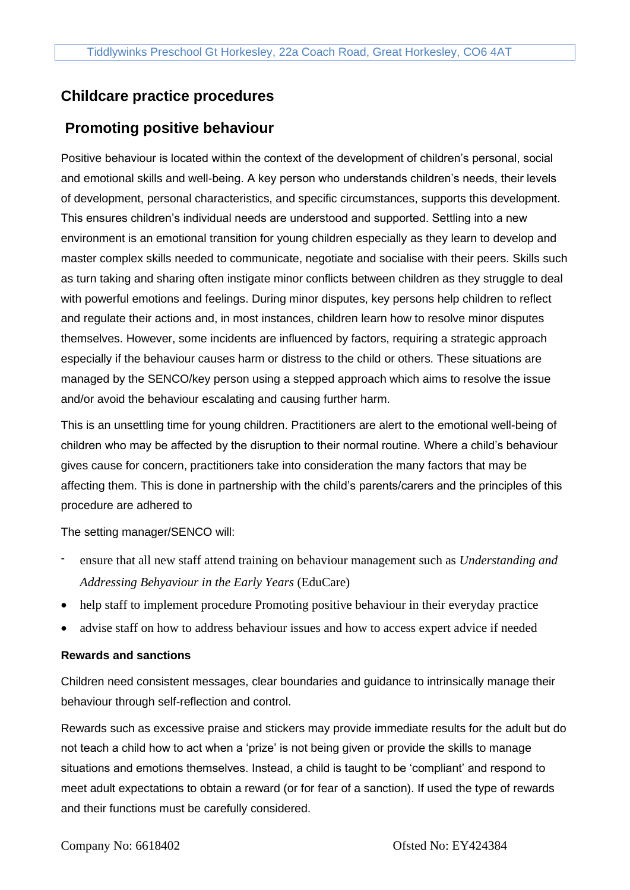Tiddlywinks Preschool Gt Horkesley, 22a Coach Road, Great Horkesley, CO6 4AT

## Childcare practice procedures

## Promoting positive behaviour

Positive behaviour is located within the context of the development of children's personal, social and emotional skills and well-being. A key person who understands children's needs, their levels of development, personal characteristics, and specific circumstances, supports this development. This ensures children's individual needs are understood and supported. Settling into a new environment is an emotional transition for young children especially as they learn to develop and master complex skills needed to communicate, negotiate and socialise with their peers. Skills such as turn taking and sharing often instigate minor conflicts between children as they struggle to deal with powerful emotions and feelings. During minor disputes, key persons help children to reflect and regulate their actions and, in most instances, children learn how to resolve minor disputes themselves. However, some incidents are influenced by factors, requiring a strategic approach especially if the behaviour causes harm or distress to the child or others. These situations are managed by the SENCO/key person using a stepped approach which aims to resolve the issue and/or avoid the behaviour escalating and causing further harm.

This is an unsettling time for young children. Practitioners are alert to the emotional well-being of children who may be affected by the disruption to their normal routine. Where a child's behaviour gives cause for concern, practitioners take into consideration the many factors that may be affecting them. This is done in partnership with the child's parents/carers and the principles of this procedure are adhered to

The setting manager/SENCO will:

- ensure that all new staff attend training on behaviour management such as *Understanding and Addressing Behyaviour in the Early Years* (EduCare)
- help staff to implement procedure Promoting positive behaviour in their everyday practice
- advise staff on how to address behaviour issues and how to access expert advice if needed

**Rewards and sanctions**

Children need consistent messages, clear boundaries and guidance to intrinsically manage their behaviour through self-reflection and control.

Rewards such as excessive praise and stickers may provide immediate results for the adult but do not teach a child how to act when a 'prize' is not being given or provide the skills to manage situations and emotions themselves. Instead, a child is taught to be 'compliant' and respond to meet adult expectations to obtain a reward (or for fear of a sanction). If used the type of rewards and their functions must be carefully considered.

Company No: 6618402 Ofsted No: EY424384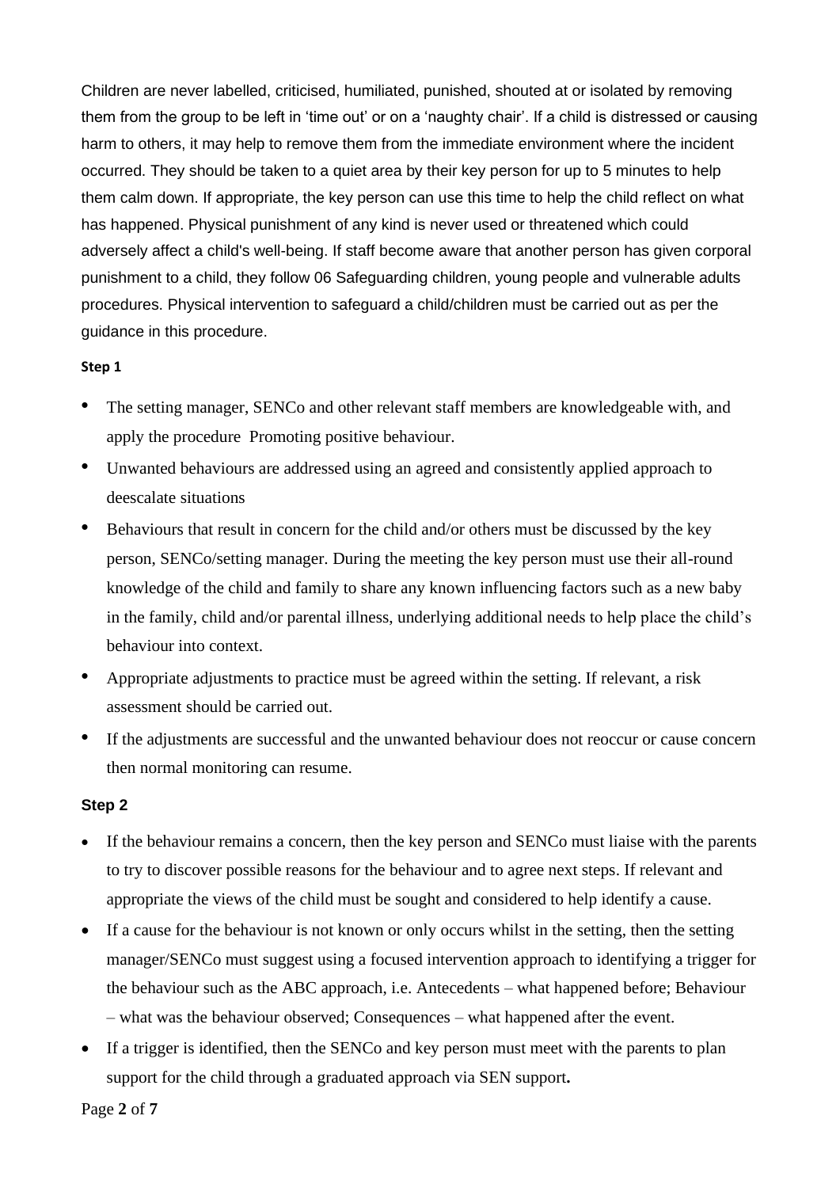Children are never labelled, criticised, humiliated, punished, shouted at or isolated by removing them from the group to be left in 'time out' or on a 'naughty chair'. If a child is distressed or causing harm to others, it may help to remove them from the immediate environment where the incident occurred. They should be taken to a quiet area by their key person for up to 5 minutes to help them calm down. If appropriate, the key person can use this time to help the child reflect on what has happened. Physical punishment of any kind is never used or threatened which could adversely affect a child's well-being. If staff become aware that another person has given corporal punishment to a child, they follow 06 Safeguarding children, young people and vulnerable adults procedures. Physical intervention to safeguard a child/children must be carried out as per the guidance in this procedure.

**Step 1**

- The setting manager, SENCo and other relevant staff members are knowledgeable with, and apply the procedure Promoting positive behaviour.
- Unwanted behaviours are addressed using an agreed and consistently applied approach to deescalate situations
- Behaviours that result in concern for the child and/or others must be discussed by the key person, SENCo/setting manager. During the meeting the key person must use their all-round knowledge of the child and family to share any known influencing factors such as a new baby in the family, child and/or parental illness, underlying additional needs to help place the child's behaviour into context.
- Appropriate adjustments to practice must be agreed within the setting. If relevant, a risk assessment should be carried out.
- If the adjustments are successful and the unwanted behaviour does not reoccur or cause concern then normal monitoring can resume.

**Step 2**

- If the behaviour remains a concern, then the key person and SENCo must liaise with the parents to try to discover possible reasons for the behaviour and to agree next steps. If relevant and appropriate the views of the child must be sought and considered to help identify a cause.
- If a cause for the behaviour is not known or only occurs whilst in the setting, then the setting manager/SENCo must suggest using a focused intervention approach to identifying a trigger for the behaviour such as the ABC approach, i.e. Antecedents – what happened before; Behaviour – what was the behaviour observed; Consequences – what happened after the event.
- If a trigger is identified, then the SENCo and key person must meet with the parents to plan support for the child through a graduated approach via SEN support.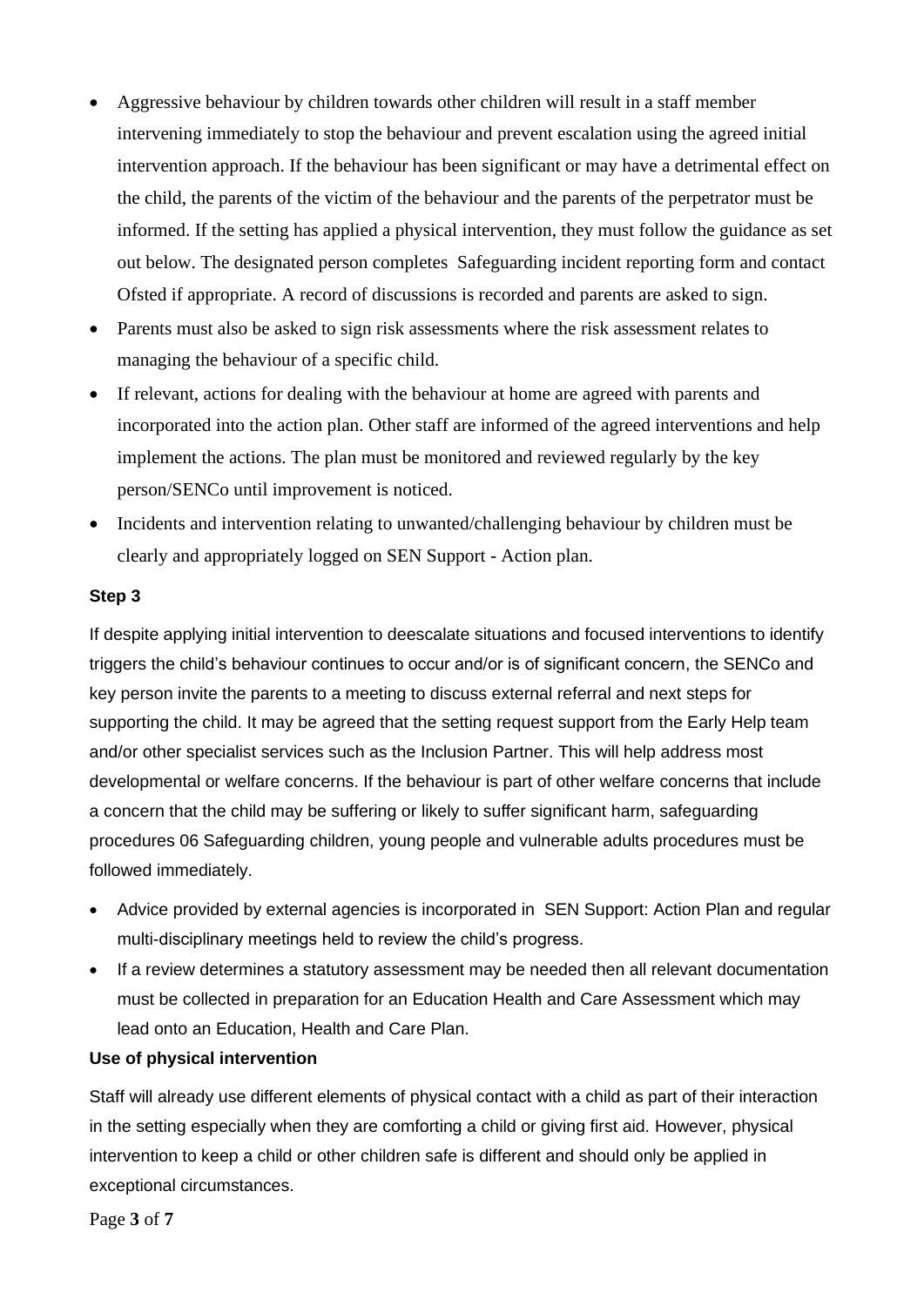- Aggressive behaviour by children towards other children will result in a staff member intervening immediately to stop the behaviour and prevent escalation using the agreed initial intervention approach. If the behaviour has been significant or may have a detrimental effect on the child, the parents of the victim of the behaviour and the parents of the perpetrator must be informed. If the setting has applied a physical intervention, they must follow the guidance as set out below. The designated person completes Safeguarding incident reporting form and contact Ofsted if appropriate. A record of discussions is recorded and parents are asked to sign.
- Parents must also be asked to sign risk assessments where the risk assessment relates to managing the behaviour of a specific child.
- If relevant, actions for dealing with the behaviour at home are agreed with parents and incorporated into the action plan. Other staff are informed of the agreed interventions and help implement the actions. The plan must be monitored and reviewed regularly by the key person/SENCo until improvement is noticed.
- Incidents and intervention relating to unwanted/challenging behaviour by children must be clearly and appropriately logged on SEN Support - Action plan.

**Step 3**

If despite applying initial intervention to deescalate situations and focused interventions to identify triggers the child's behaviour continues to occur and/or is of significant concern, the SENCo and key person invite the parents to a meeting to discuss external referral and next steps for supporting the child. It may be agreed that the setting request support from the Early Help team and/or other specialist services such as the Inclusion Partner. This will help address most developmental or welfare concerns. If the behaviour is part of other welfare concerns that include a concern that the child may be suffering or likely to suffer significant harm, safeguarding procedures 06 Safeguarding children, young people and vulnerable adults procedures must be followed immediately.

- Advice provided by external agencies is incorporated in SEN Support: Action Plan and regular multi-disciplinary meetings held to review the child's progress.
- If a review determines a statutory assessment may be needed then all relevant documentation must be collected in preparation for an Education Health and Care Assessment which may lead onto an Education, Health and Care Plan.

**Use of physical intervention**

Staff will already use different elements of physical contact with a child as part of their interaction in the setting especially when they are comforting a child or giving first aid. However, physical intervention to keep a child or other children safe is different and should only be applied in exceptional circumstances.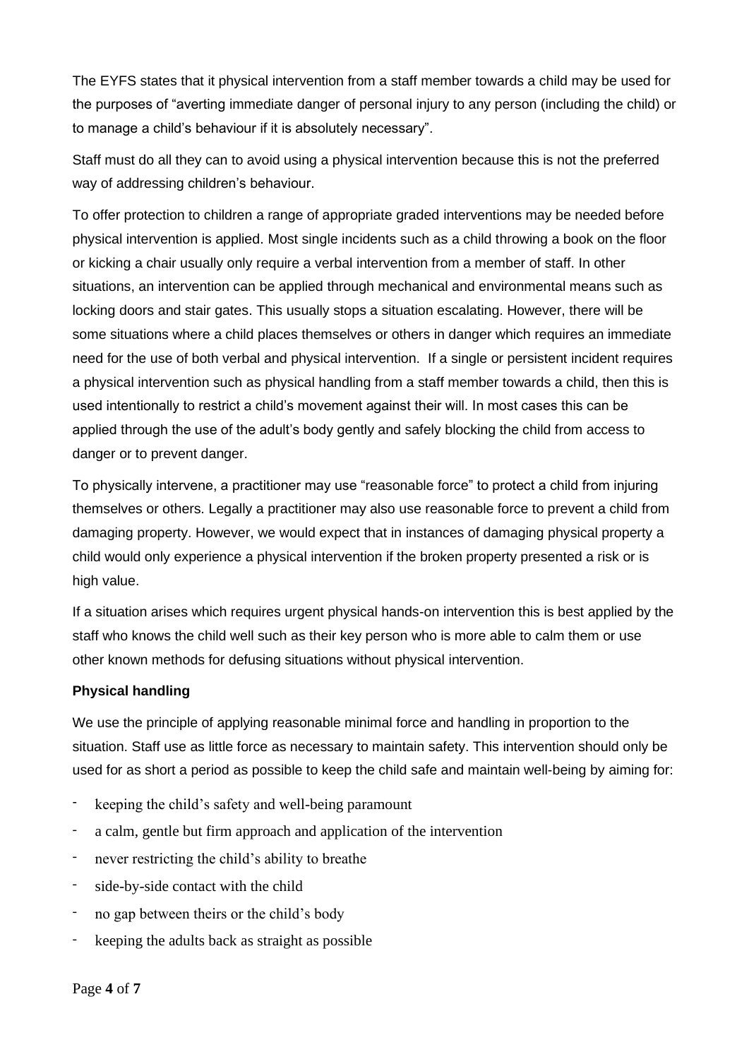The EYFS states that it physical intervention from a staff member towards a child may be used for the purposes of "averting immediate danger of personal injury to any person (including the child) or to manage a child's behaviour if it is absolutely necessary".

Staff must do all they can to avoid using a physical intervention because this is not the preferred way of addressing children's behaviour.

To offer protection to children a range of appropriate graded interventions may be needed before physical intervention is applied. Most single incidents such as a child throwing a book on the floor or kicking a chair usually only require a verbal intervention from a member of staff. In other situations, an intervention can be applied through mechanical and environmental means such as locking doors and stair gates. This usually stops a situation escalating. However, there will be some situations where a child places themselves or others in danger which requires an immediate need for the use of both verbal and physical intervention. If a single or persistent incident requires a physical intervention such as physical handling from a staff member towards a child, then this is used intentionally to restrict a child's movement against their will. In most cases this can be applied through the use of the adult's body gently and safely blocking the child from access to danger or to prevent danger.

To physically intervene, a practitioner may use "reasonable force" to protect a child from injuring themselves or others. Legally a practitioner may also use reasonable force to prevent a child from damaging property. However, we would expect that in instances of damaging physical property a child would only experience a physical intervention if the broken property presented a risk or is high value.

If a situation arises which requires urgent physical hands-on intervention this is best applied by the staff who knows the child well such as their key person who is more able to calm them or use other known methods for defusing situations without physical intervention.

**Physical handling**

We use the principle of applying reasonable minimal force and handling in proportion to the situation. Staff use as little force as necessary to maintain safety. This intervention should only be used for as short a period as possible to keep the child safe and maintain well-being by aiming for:

- keeping the child's safety and well-being paramount
- a calm, gentle but firm approach and application of the intervention
- never restricting the child's ability to breathe
- side-by-side contact with the child
- no gap between theirs or the child's body
- keeping the adults back as straight as possible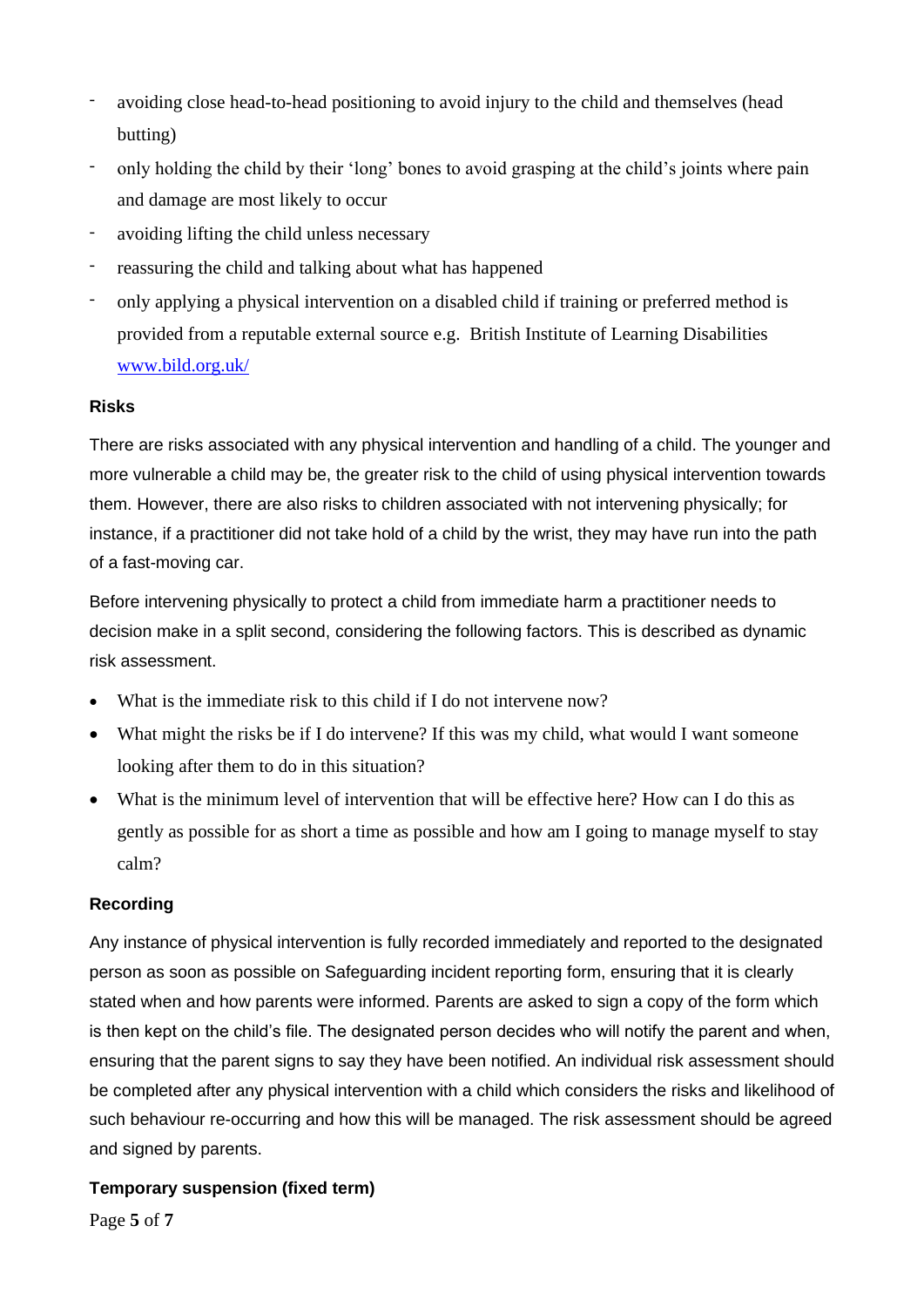- avoiding close head-to-head positioning to avoid injury to the child and themselves (head butting)
- only holding the child by their 'long' bones to avoid grasping at the child's joints where pain and damage are most likely to occur
- avoiding lifting the child unless necessary
- reassuring the child and talking about what has happened
- only applying a physical intervention on a disabled child if training or preferred method is provided from a reputable external source e.g. British Institute of Learning Disabilities [www.bild.org.uk/](www.bild.org.uk/)

**Risks**

There are risks associated with any physical intervention and handling of a child. The younger and more vulnerable a child may be, the greater risk to the child of using physical intervention towards them. However, there are also risks to children associated with not intervening physically; for instance, if a practitioner did not take hold of a child by the wrist, they may have run into the path of a fast-moving car.

Before intervening physically to protect a child from immediate harm a practitioner needs to decision make in a split second, considering the following factors. This is described as dynamic risk assessment.

- What is the immediate risk to this child if I do not intervene now?
- What might the risks be if I do intervene? If this was my child, what would I want someone looking after them to do in this situation?
- What is the minimum level of intervention that will be effective here? How can I do this as gently as possible for as short a time as possible and how am I going to manage myself to stay calm?

**Recording**

Any instance of physical intervention is fully recorded immediately and reported to the designated person as soon as possible on Safeguarding incident reporting form, ensuring that it is clearly stated when and how parents were informed. Parents are asked to sign a copy of the form which is then kept on the child's file. The designated person decides who will notify the parent and when, ensuring that the parent signs to say they have been notified. An individual risk assessment should be completed after any physical intervention with a child which considers the risks and likelihood of such behaviour re-occurring and how this will be managed. The risk assessment should be agreed and signed by parents.

**Temporary suspension (fixed term)**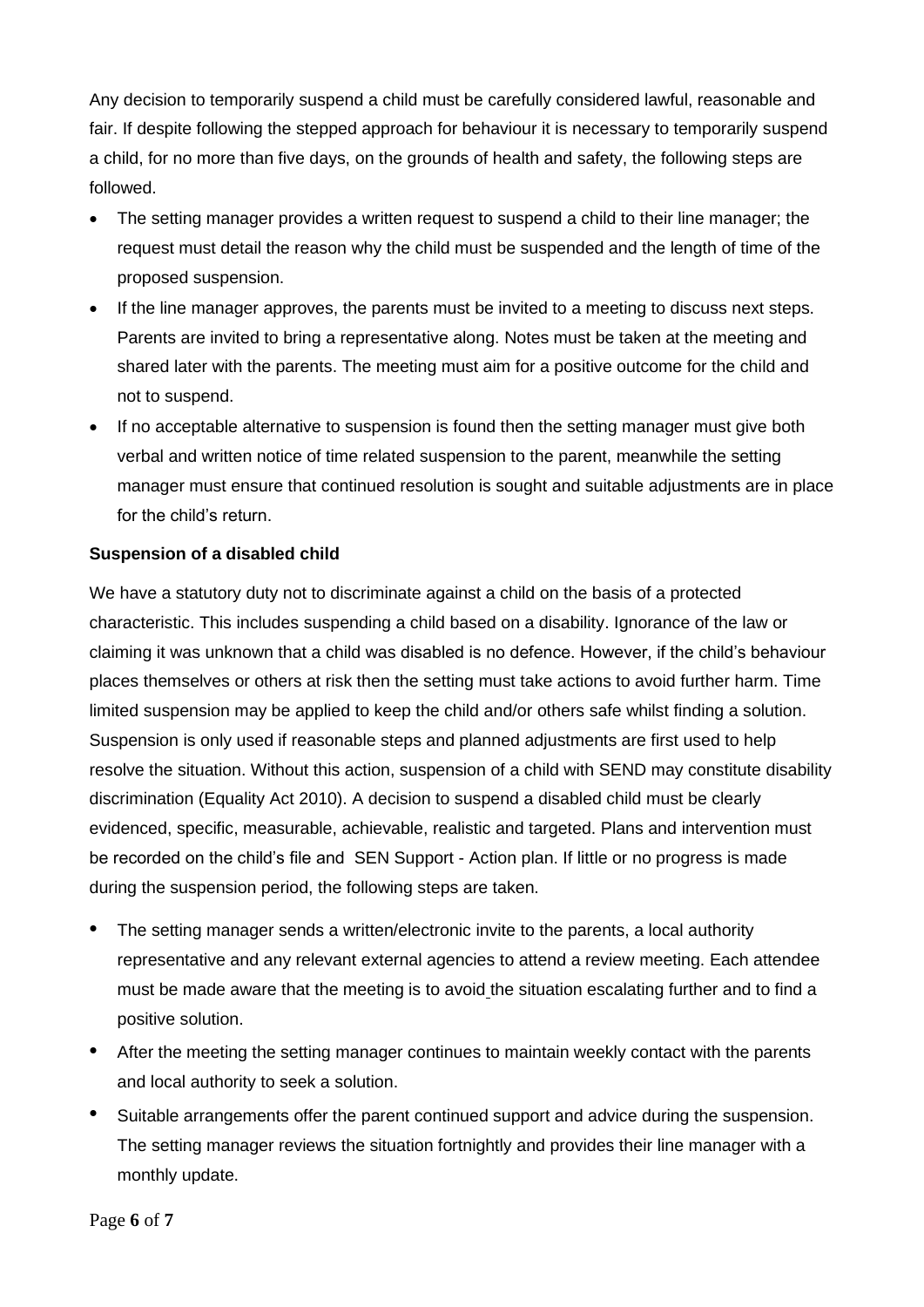Any decision to temporarily suspend a child must be carefully considered lawful, reasonable and fair. If despite following the stepped approach for behaviour it is necessary to temporarily suspend a child, for no more than five days, on the grounds of health and safety, the following steps are followed.

- The setting manager provides a written request to suspend a child to their line manager; the request must detail the reason why the child must be suspended and the length of time of the proposed suspension.
- If the line manager approves, the parents must be invited to a meeting to discuss next steps. Parents are invited to bring a representative along. Notes must be taken at the meeting and shared later with the parents. The meeting must aim for a positive outcome for the child and not to suspend.
- If no acceptable alternative to suspension is found then the setting manager must give both verbal and written notice of time related suspension to the parent, meanwhile the setting manager must ensure that continued resolution is sought and suitable adjustments are in place for the child's return.

**Suspension of a disabled child**

We have a statutory duty not to discriminate against a child on the basis of a protected characteristic. This includes suspending a child based on a disability. Ignorance of the law or claiming it was unknown that a child was disabled is no defence. However, if the child's behaviour places themselves or others at risk then the setting must take actions to avoid further harm. Time limited suspension may be applied to keep the child and/or others safe whilst finding a solution. Suspension is only used if reasonable steps and planned adjustments are first used to help resolve the situation. Without this action, suspension of a child with SEND may constitute disability discrimination (Equality Act 2010). A decision to suspend a disabled child must be clearly evidenced, specific, measurable, achievable, realistic and targeted. Plans and intervention must be recorded on the child's file and SEN Support - Action plan. If little or no progress is made during the suspension period, the following steps are taken.

- The setting manager sends a written/electronic invite to the parents, a local authority representative and any relevant external agencies to attend a review meeting. Each attendee must be made aware that the meeting is to avoid the situation escalating further and to find a positive solution.
- After the meeting the setting manager continues to maintain weekly contact with the parents and local authority to seek a solution.
- Suitable arrangements offer the parent continued support and advice during the suspension. The setting manager reviews the situation fortnightly and provides their line manager with a monthly update.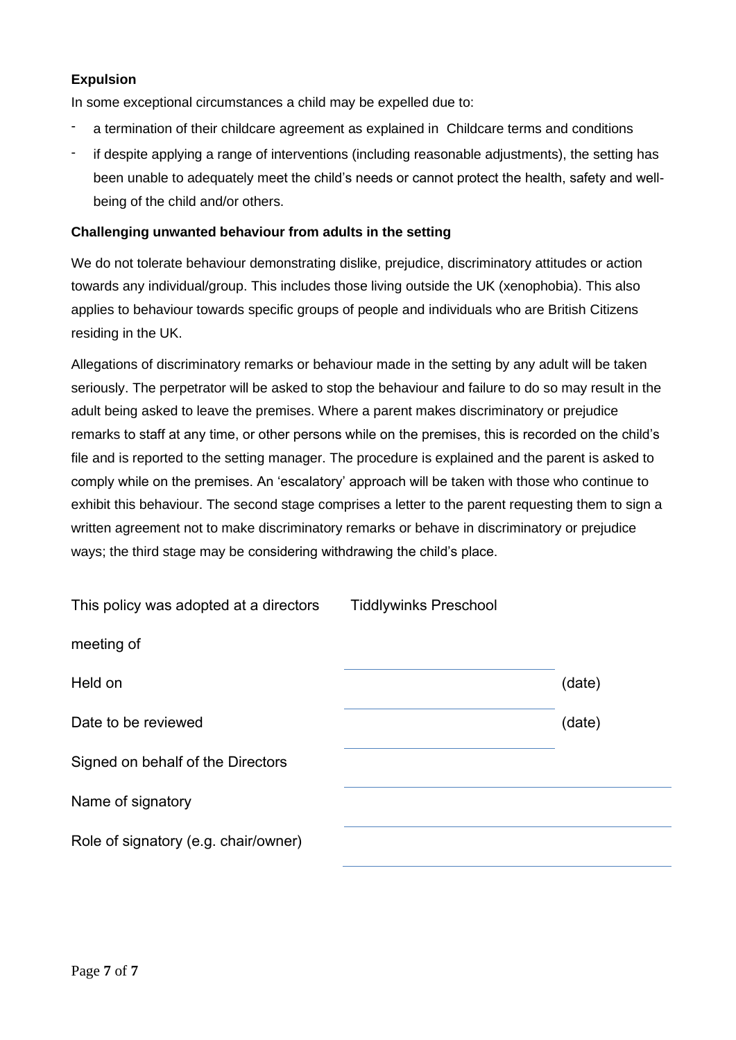**Expulsion**

In some exceptional circumstances a child may be expelled due to:

- a termination of their childcare agreement as explained in Childcare terms and conditions
- if despite applying a range of interventions (including reasonable adjustments), the setting has been unable to adequately meet the child's needs or cannot protect the health, safety and well-being of the child and/or others.

**Challenging unwanted behaviour from adults in the setting**

We do not tolerate behaviour demonstrating dislike, prejudice, discriminatory attitudes or action towards any individual/group. This includes those living outside the UK (xenophobia). This also applies to behaviour towards specific groups of people and individuals who are British Citizens residing in the UK.

Allegations of discriminatory remarks or behaviour made in the setting by any adult will be taken seriously. The perpetrator will be asked to stop the behaviour and failure to do so may result in the adult being asked to leave the premises. Where a parent makes discriminatory or prejudice remarks to staff at any time, or other persons while on the premises, this is recorded on the child's file and is reported to the setting manager. The procedure is explained and the parent is asked to comply while on the premises. An 'escalatory' approach will be taken with those who continue to exhibit this behaviour. The second stage comprises a letter to the parent requesting them to sign a written agreement not to make discriminatory remarks or behave in discriminatory or prejudice ways; the third stage may be considering withdrawing the child's place.

| | | |
|---|---|---|
| This policy was adopted at a directors meeting of | Tiddlywinks Preschool | |
| Held on | | (date) |
| Date to be reviewed | | (date) |
| Signed on behalf of the Directors | | |
| Name of signatory | | |
| Role of signatory (e.g. chair/owner) | | |